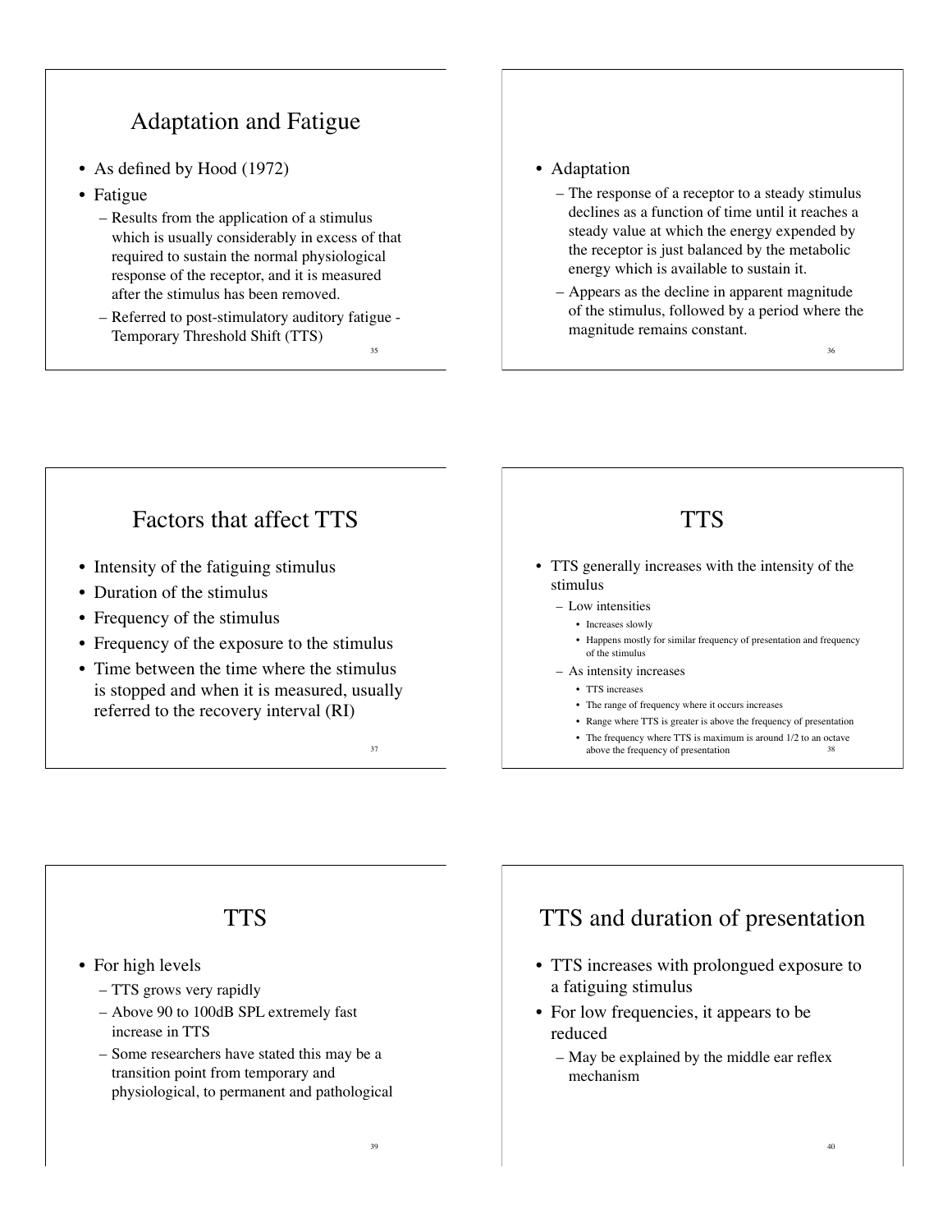## Adaptation and Fatigue

- As defined by Hood (1972)
- Fatigue
  - Results from the application of a stimulus which is usually considerably in excess of that required to sustain the normal physiological response of the receptor, and it is measured after the stimulus has been removed.
  - Referred to post-stimulatory auditory fatigue - Temporary Threshold Shift (TTS)

---

- Adaptation
  - The response of a receptor to a steady stimulus declines as a function of time until it reaches a steady value at which the energy expended by the receptor is just balanced by the metabolic energy which is available to sustain it.
  - Appears as the decline in apparent magnitude of the stimulus, followed by a period where the magnitude remains constant.

---

## Factors that affect TTS

- Intensity of the fatiguing stimulus
- Duration of the stimulus
- Frequency of the stimulus
- Frequency of the exposure to the stimulus
- Time between the time where the stimulus is stopped and when it is measured, usually referred to the recovery interval (RI)

---

## TTS

- TTS generally increases with the intensity of the stimulus
  - Low intensities
    - Increases slowly
    - Happens mostly for similar frequency of presentation and frequency of the stimulus
  - As intensity increases
    - TTS increases
    - The range of frequency where it occurs increases
    - Range where TTS is greater is above the frequency of presentation
    - The frequency where TTS is maximum is around 1/2 to an octave above the frequency of presentation

---

## TTS

- For high levels
  - TTS grows very rapidly
  - Above 90 to 100dB SPL extremely fast increase in TTS
  - Some researchers have stated this may be a transition point from temporary and physiological, to permanent and pathological

---

## TTS and duration of presentation

- TTS increases with prolongued exposure to a fatiguing stimulus
- For low frequencies, it appears to be reduced
  - May be explained by the middle ear reflex mechanism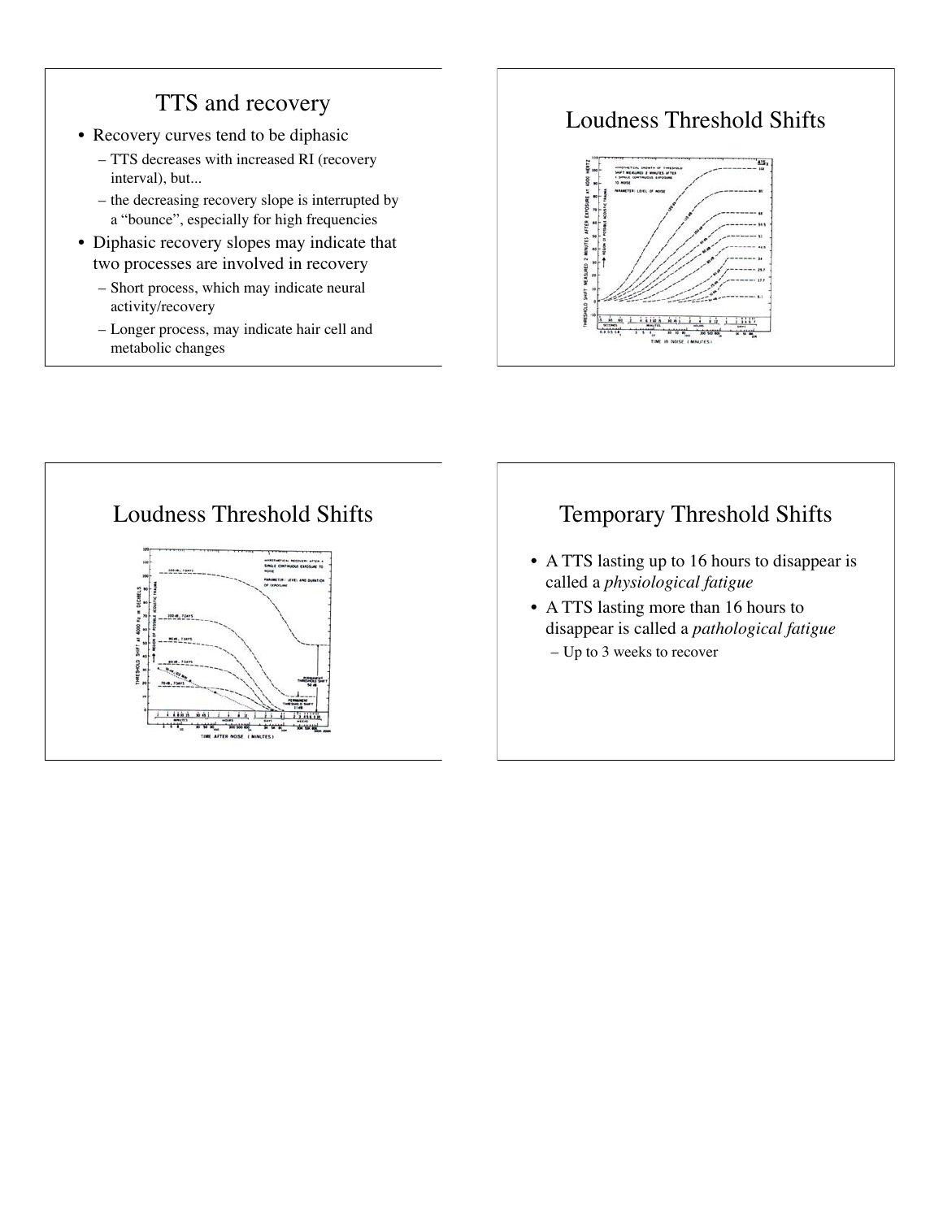## TTS and recovery

- Recovery curves tend to be diphasic
  - TTS decreases with increased RI (recovery interval), but...
  - the decreasing recovery slope is interrupted by a "bounce", especially for high frequencies
- Diphasic recovery slopes may indicate that two processes are involved in recovery
  - Short process, which may indicate neural activity/recovery
  - Longer process, may indicate hair cell and metabolic changes

## Loudness Threshold Shifts

HYPOTHETICAL GROWTH OF THRESHOLD SHIFT MEASURED 2 MINUTES AFTER A SINGLE CONTINUOUS EXPOSURE TO NOISE

PARAMETER: LEVEL OF NOISE

THRESHOLD SHIFT MEASURED 2 MINUTES AFTER EXPOSURE at 4000 HERTZ

REGION OF POSSIBLE ACOUSTIC TRAUMA

TIME IN NOISE (MINUTES)

## Loudness Threshold Shifts

HYPOTHETICAL RECOVERY AFTER A SINGLE CONTINUOUS EXPOSURE TO NOISE

PARAMETER: LEVEL AND DURATION OF EXPOSURE

THRESHOLD SHIFT at 4000 Hz in DECIBELS

REGION OF POSSIBLE ACOUSTIC TRAUMA

PERMANENT THRESHOLD SHIFT 50 dB

PERMANENT THRESHOLD SHIFT 11 dB

TIME AFTER NOISE (MINUTES)

## Temporary Threshold Shifts

- A TTS lasting up to 16 hours to disappear is called a *physiological fatigue*
- A TTS lasting more than 16 hours to disappear is called a *pathological fatigue*
  - Up to 3 weeks to recover